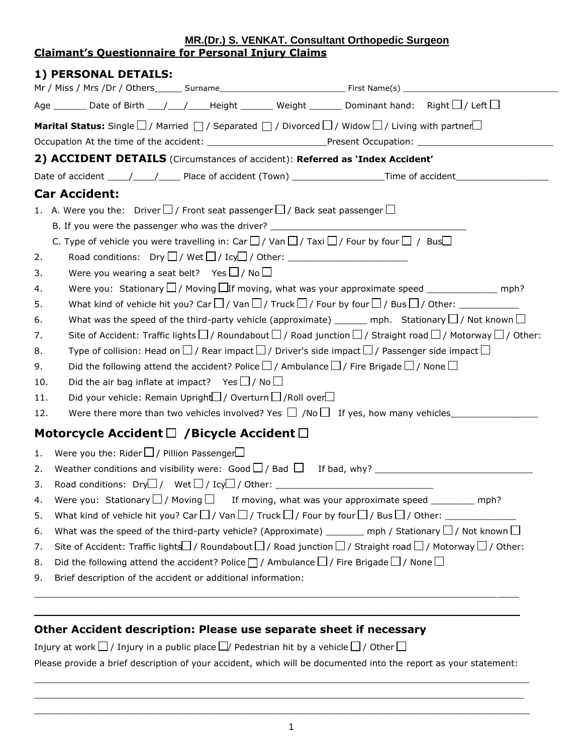**MR.(Dr.) S. VENKAT. Consultant Orthopedic Surgeon**

## Claimant's Questionnaire for Personal Injury Claims

### 1) PERSONAL DETAILS:

Mr / Miss / Mrs /Dr / Others_____ Surname_________________________ First Name(s) _______________________________

Age ______ Date of Birth ___/___/____Height ______ Weight ______ Dominant hand: Right ☐ / Left ☐

**Marital Status:** Single ☐ / Married ☐ / Separated ☐ / Divorced ☐ / Widow ☐ / Living with partner ☐

Occupation At the time of the accident: ______________________Present Occupation: ________________________

### 2) ACCIDENT DETAILS (Circumstances of accident): **Referred as 'Index Accident'**

Date of accident ____/____/____ Place of accident (Town) ________________Time of accident_________________

### Car Accident:

1. A. Were you the: Driver ☐ / Front seat passenger ☐ / Back seat passenger ☐
   B. If you were the passenger who was the driver? ___________________________________
   C. Type of vehicle you were travelling in: Car ☐ / Van ☐ / Taxi ☐ / Four by four ☐ / Bus ☐
2. Road conditions: Dry ☐ / Wet ☐ / Icy ☐ / Other: _____________________
3. Were you wearing a seat belt? Yes ☐ / No ☐
4. Were you: Stationary ☐ / Moving ☐ If moving, what was your approximate speed _____________ mph?
5. What kind of vehicle hit you? Car ☐ / Van ☐ / Truck ☐ / Four by four ☐ / Bus ☐ / Other: ___________
6. What was the speed of the third-party vehicle (approximate) ______ mph. Stationary ☐ / Not known ☐
7. Site of Accident: Traffic lights ☐ / Roundabout ☐ / Road junction ☐ / Straight road ☐ / Motorway ☐ / Other:
8. Type of collision: Head on ☐ / Rear impact ☐ / Driver's side impact ☐ / Passenger side impact ☐
9. Did the following attend the accident? Police ☐ / Ambulance ☐ / Fire Brigade ☐ / None ☐
10. Did the air bag inflate at impact? Yes ☐ / No ☐
11. Did your vehicle: Remain Upright ☐ / Overturn ☐ /Roll over ☐
12. Were there more than two vehicles involved? Yes ☐ /No ☐ If yes, how many vehicles_______________

### Motorcycle Accident ☐ /Bicycle Accident ☐

1. Were you the: Rider ☐ / Pillion Passenger ☐
2. Weather conditions and visibility were: Good ☐ / Bad ☐ If bad, why? _____________________________
3. Road conditions: Dry ☐ / Wet ☐ / Icy ☐ / Other: _____________________________
4. Were you: Stationary ☐ / Moving ☐ If moving, what was your approximate speed ________ mph?
5. What kind of vehicle hit you? Car ☐ / Van ☐ / Truck ☐ / Four by four ☐ / Bus ☐ / Other: _____________
6. What was the speed of the third-party vehicle? (Approximate) _______ mph / Stationary ☐ / Not known ☐
7. Site of Accident: Traffic lights ☐ / Roundabout ☐ / Road junction ☐ / Straight road ☐ / Motorway ☐ / Other:
8. Did the following attend the accident? Police ☐ / Ambulance ☐ / Fire Brigade ☐ / None ☐
9. Brief description of the accident or additional information:

________________________________________________________________________________

________________________________________________________________________________

### Other Accident description: Please use separate sheet if necessary

Injury at work ☐ / Injury in a public place ☐/ Pedestrian hit by a vehicle ☐ / Other ☐

Please provide a brief description of your accident, which will be documented into the report as your statement:

________________________________________________________________________________

________________________________________________________________________________

________________________________________________________________________________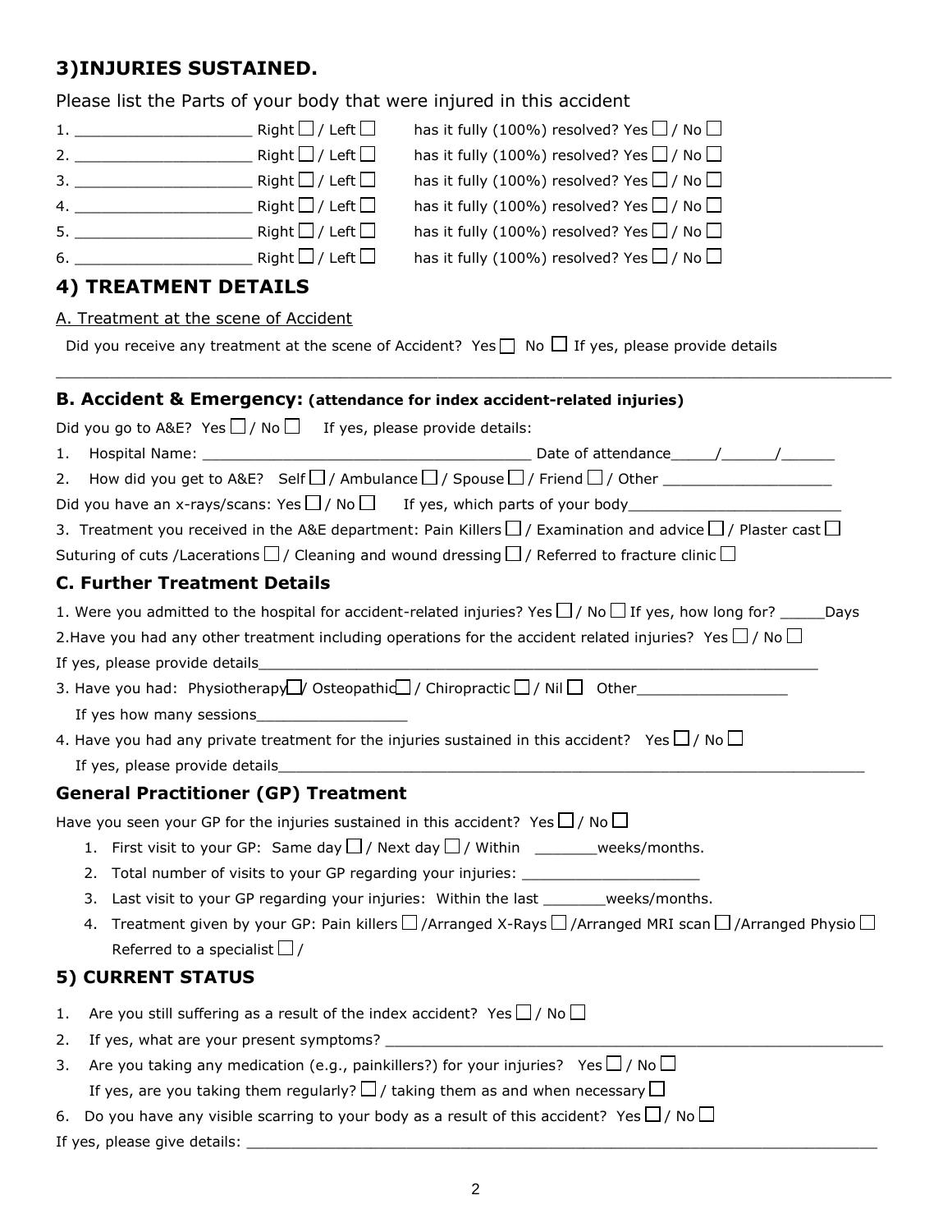## 3)INJURIES SUSTAINED.

Please list the Parts of your body that were injured in this accident

1. ___________________ Right ☐ / Left ☐ has it fully (100%) resolved? Yes ☐ / No ☐
2. ___________________ Right ☐ / Left ☐ has it fully (100%) resolved? Yes ☐ / No ☐
3. ___________________ Right ☐ / Left ☐ has it fully (100%) resolved? Yes ☐ / No ☐
4. ___________________ Right ☐ / Left ☐ has it fully (100%) resolved? Yes ☐ / No ☐
5. ___________________ Right ☐ / Left ☐ has it fully (100%) resolved? Yes ☐ / No ☐
6. ___________________ Right ☐ / Left ☐ has it fully (100%) resolved? Yes ☐ / No ☐

## 4) TREATMENT DETAILS

A. Treatment at the scene of Accident

Did you receive any treatment at the scene of Accident? Yes ☐ No ☐ If yes, please provide details

___________________________________________________________________________________________

### B. Accident & Emergency: (attendance for index accident-related injuries)

Did you go to A&E? Yes ☐ / No ☐ If yes, please provide details:

1. Hospital Name: ____________________________________ Date of attendance_____/______/______
2. How did you get to A&E? Self ☐ / Ambulance ☐ / Spouse ☐ / Friend ☐ / Other ___________________

Did you have an x-rays/scans: Yes ☐ / No ☐ If yes, which parts of your body________________________

3. Treatment you received in the A&E department: Pain Killers ☐ / Examination and advice ☐ / Plaster cast ☐

Suturing of cuts /Lacerations ☐ / Cleaning and wound dressing ☐ / Referred to fracture clinic ☐

### C. Further Treatment Details

1. Were you admitted to the hospital for accident-related injuries? Yes ☐ / No ☐ If yes, how long for? _____Days

2.Have you had any other treatment including operations for the accident related injuries? Yes ☐ / No ☐

If yes, please provide details_________________________________________________________________

3. Have you had: Physiotherapy ☐/ Osteopathic ☐ / Chiropractic ☐ / Nil ☐ Other_________________

If yes how many sessions_________________

4. Have you had any private treatment for the injuries sustained in this accident? Yes ☐ / No ☐

If yes, please provide details_____________________________________________________________________

### General Practitioner (GP) Treatment

Have you seen your GP for the injuries sustained in this accident? Yes ☐ / No ☐

1. First visit to your GP: Same day ☐ / Next day ☐ / Within _______weeks/months.
2. Total number of visits to your GP regarding your injuries: ____________________
3. Last visit to your GP regarding your injuries: Within the last _______weeks/months.
4. Treatment given by your GP: Pain killers ☐ /Arranged X-Rays ☐ /Arranged MRI scan ☐ /Arranged Physio ☐ Referred to a specialist ☐ /

## 5) CURRENT STATUS

1. Are you still suffering as a result of the index accident? Yes ☐ / No ☐
2. If yes, what are your present symptoms? ___________________________________________________________
3. Are you taking any medication (e.g., painkillers?) for your injuries? Yes ☐ / No ☐

   If yes, are you taking them regularly? ☐ / taking them as and when necessary ☐

6. Do you have any visible scarring to your body as a result of this accident? Yes ☐ / No ☐

If yes, please give details: _________________________________________________________________________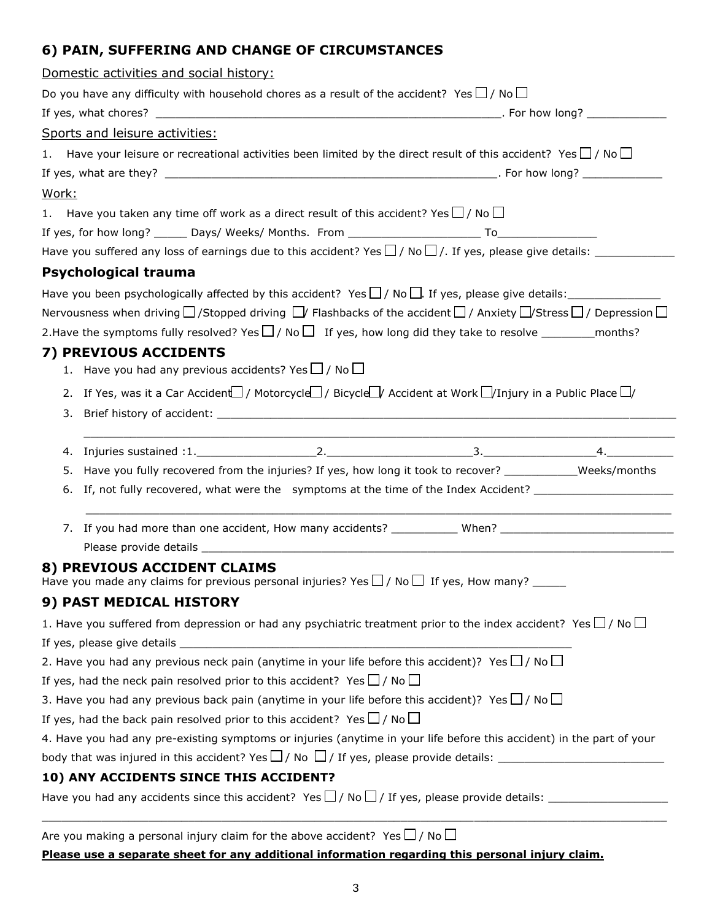## 6) PAIN, SUFFERING AND CHANGE OF CIRCUMSTANCES

Domestic activities and social history:

Do you have any difficulty with household chores as a result of the accident? Yes ☐ / No ☐

If yes, what chores? ____________________________________________________. For how long? ____________

Sports and leisure activities:

1. Have your leisure or recreational activities been limited by the direct result of this accident? Yes ☐ / No ☐

If yes, what are they? __________________________________________________. For how long? ____________

Work:

1. Have you taken any time off work as a direct result of this accident? Yes ☐ / No ☐

If yes, for how long? _____ Days/ Weeks/ Months. From ___________________ To_______________

Have you suffered any loss of earnings due to this accident? Yes ☐ / No ☐ /. If yes, please give details: ____________

### Psychological trauma

Have you been psychologically affected by this accident? Yes ☐ / No ☐. If yes, please give details:______________

Nervousness when driving ☐ /Stopped driving ☐/ Flashbacks of the accident ☐ / Anxiety ☐/Stress ☐ / Depression ☐

2.Have the symptoms fully resolved? Yes ☐ / No ☐ If yes, how long did they take to resolve ________months?

## 7) PREVIOUS ACCIDENTS

1. Have you had any previous accidents? Yes ☐ / No ☐
2. If Yes, was it a Car Accident ☐ / Motorcycle ☐ / Bicycle ☐/ Accident at Work ☐/Injury in a Public Place ☐/
3. Brief history of accident: ______________________________________________________________________

   ______________________________________________________________________________________
4. Injuries sustained :1.__________________2.______________________3._________________4.__________
5. Have you fully recovered from the injuries? If yes, how long it took to recover? ___________Weeks/months
6. If, not fully recovered, what were the symptoms at the time of the Index Accident? _____________________

   ______________________________________________________________________________________
7. If you had more than one accident, How many accidents? __________ When? __________________________

   Please provide details ________________________________________________________________________

## 8) PREVIOUS ACCIDENT CLAIMS

Have you made any claims for previous personal injuries? Yes ☐ / No ☐ If yes, How many? _____

## 9) PAST MEDICAL HISTORY

1. Have you suffered from depression or had any psychiatric treatment prior to the index accident? Yes ☐ / No ☐

If yes, please give details ____________________________________________________________

2. Have you had any previous neck pain (anytime in your life before this accident)? Yes ☐ / No ☐

If yes, had the neck pain resolved prior to this accident? Yes ☐ / No ☐

3. Have you had any previous back pain (anytime in your life before this accident)? Yes ☐ / No ☐

If yes, had the back pain resolved prior to this accident? Yes ☐ / No ☐

4. Have you had any pre-existing symptoms or injuries (anytime in your life before this accident) in the part of your body that was injured in this accident? Yes ☐ / No ☐ / If yes, please provide details: _________________________

## 10) ANY ACCIDENTS SINCE THIS ACCIDENT?

Have you had any accidents since this accident? Yes ☐ / No ☐ / If yes, please provide details: __________________

______________________________________________________________________________________________

Are you making a personal injury claim for the above accident? Yes ☐ / No ☐

**Please use a separate sheet for any additional information regarding this personal injury claim.**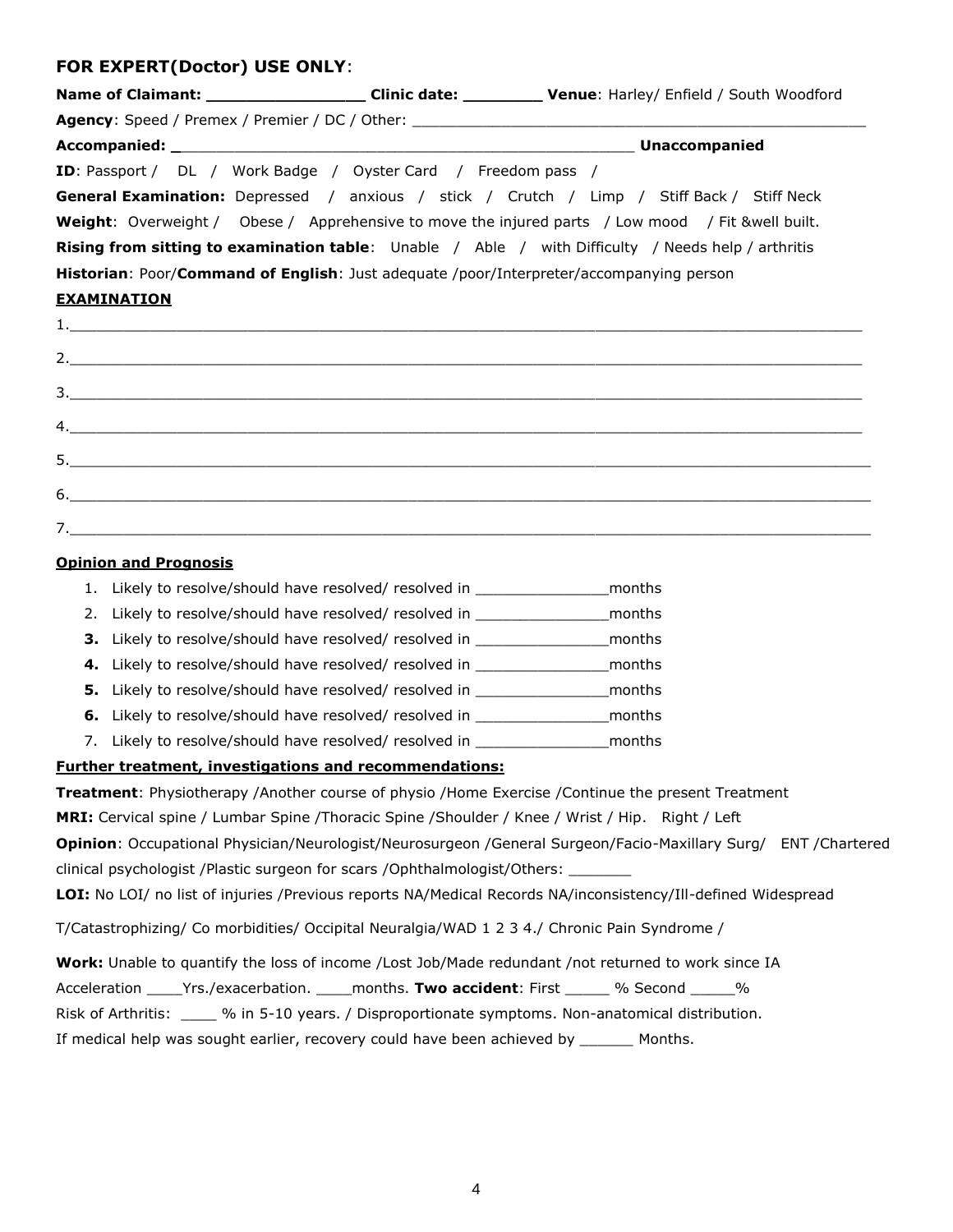### FOR EXPERT(Doctor) USE ONLY:

**Name of Claimant:** _________________ **Clinic date:** ________ **Venue**: Harley/ Enfield / South Woodford

**Agency**: Speed / Premex / Premier / DC / Other: ____________________________________________________

**Accompanied:** ____________________________________________________ **Unaccompanied**

**ID**: Passport / DL / Work Badge / Oyster Card / Freedom pass /

**General Examination:** Depressed / anxious / stick / Crutch / Limp / Stiff Back / Stiff Neck

**Weight**: Overweight / Obese / Apprehensive to move the injured parts / Low mood / Fit &well built.

**Rising from sitting to examination table**: Unable / Able / with Difficulty / Needs help / arthritis

**Historian**: Poor/**Command of English**: Just adequate /poor/Interpreter/accompanying person

**EXAMINATION**

1.____________________________________________________________________________________

2.____________________________________________________________________________________

3.____________________________________________________________________________________

4.____________________________________________________________________________________

5.____________________________________________________________________________________

6.____________________________________________________________________________________

7.____________________________________________________________________________________

**Opinion and Prognosis**

1. Likely to resolve/should have resolved/ resolved in _______________months
2. Likely to resolve/should have resolved/ resolved in _______________months
3. Likely to resolve/should have resolved/ resolved in _______________months
4. Likely to resolve/should have resolved/ resolved in _______________months
5. Likely to resolve/should have resolved/ resolved in _______________months
6. Likely to resolve/should have resolved/ resolved in _______________months
7. Likely to resolve/should have resolved/ resolved in _______________months

**Further treatment, investigations and recommendations:**

**Treatment**: Physiotherapy /Another course of physio /Home Exercise /Continue the present Treatment

**MRI:** Cervical spine / Lumbar Spine /Thoracic Spine /Shoulder / Knee / Wrist / Hip. Right / Left

**Opinion**: Occupational Physician/Neurologist/Neurosurgeon /General Surgeon/Facio-Maxillary Surg/ ENT /Chartered clinical psychologist /Plastic surgeon for scars /Ophthalmologist/Others: _______

**LOI:** No LOI/ no list of injuries /Previous reports NA/Medical Records NA/inconsistency/Ill-defined Widespread

T/Catastrophizing/ Co morbidities/ Occipital Neuralgia/WAD 1 2 3 4./ Chronic Pain Syndrome /

**Work:** Unable to quantify the loss of income /Lost Job/Made redundant /not returned to work since IA

Acceleration ____Yrs./exacerbation. ____months. **Two accident**: First _____ % Second _____%

Risk of Arthritis: ____ % in 5-10 years. / Disproportionate symptoms. Non-anatomical distribution.

If medical help was sought earlier, recovery could have been achieved by ______ Months.